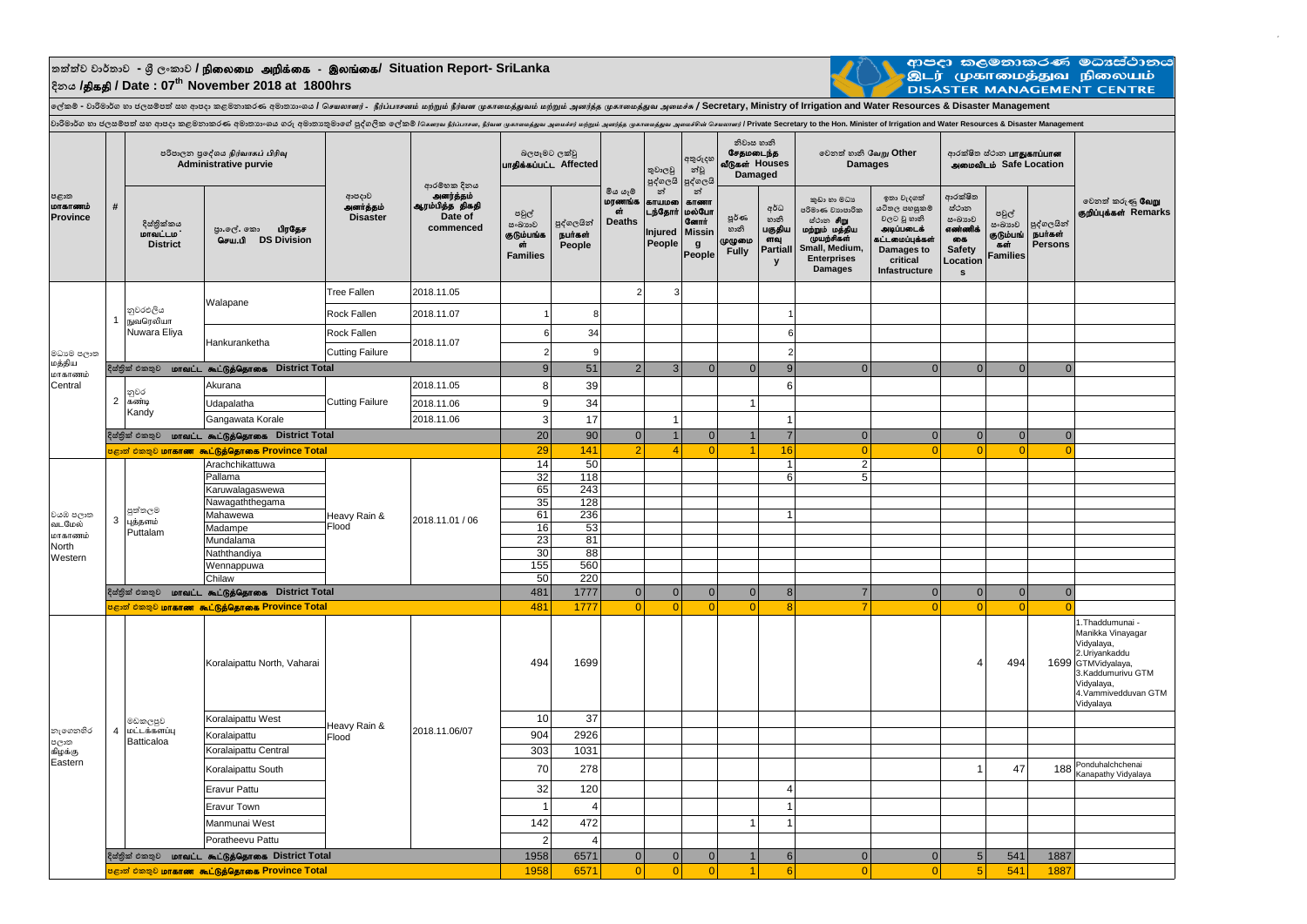# තත්ත්ව වාර්තාව - ශ්‍රී ලංකාව / நிலைமை அறிக்கை - இலங்கை/ Situation Report- SriLanka

## දිනය /திகதி / Date : 07th November 2018 at 1800hrs

ආපදා කළමනාකරණ මධ්‍යස්ථානය
இடர் முகாமைத்துவ நிலையம்
DISASTER MANAGEMENT CENTRE

ලේකම් - වාරිමාර්ග හා ජලසම්පත් සහ ආපදා කළමනාකරණ අමාත්‍යාංශය / செயலாளர் - நீர்ப்பாசனம் மற்றும் நீர்வள முகாமைத்துவம் மற்றும் அனர்த்த முகாமைத்துவ அமைச்சு / Secretary, Ministry of Irrigation and Water Resources & Disaster Management

වාරිමාර්ග හා ජලසම්පත් සහ ආපදා කළමනාකරණ අමාත්‍යාංශ ගරු අමාත්‍යතුමාගේ පුද්ගලික ලේකම් / கௌரவ நீர்ப்பாசன, நீர்வள முகாமைத்துவ அமைச்சர் மற்றும் அனர்த்த முகாமைத்துவ அமைச்சரின் செயலாளர் / Private Secretary to the Hon. Minister of Irrigation and Water Resources & Disaster Management

| පළාත மாகாணம் Province | # | පරිපාලන ප්‍රදේශය நிர்வாகப் பிரிவு Administrative purvie | | ආපදාව அனர்த்தம் Disaster | ආරම්භක දිනය அனர்த்தம் ஆரம்பித்த திகதி Date of commenced | බලපෑමට ලක්වූ பாதிக்கப்பட்ட Affected | | මිය ගිය மரணங்கள் Deaths | තුවාලවූ පුද්ගලයින් காயமடைந்தோர் Injured People | අතුරුදහන් පුද්ගලයින් காணாமல்போனோர் Missing People | නිවාස හානි சேதமடைந்த வீடுகள் Houses Damaged | | වෙනත් හානි வேறு Other Damages | | ආරක්ෂිත ස්ථාන பாதுகாப்பான அமைவிடம் Safe Location | | | වෙනත් කරුණු வேறு குறிப்புக்கள் Remarks |
|---|---|---|---|---|---|---|---|---|---|---|---|---|---|---|---|---|---|---|
| | | දිස්ත්‍රික්කය மாவட்டம் District | ප්‍රා.ලේ. කො பிரதேச செய.பி DS Division | | | පවුල් සංඛ්‍යාව குடும்பங்கள் Families | පුද්ගලයින් நபர்கள் People | | | | පූර්ණ හානි முழுமை Fully | අර්ධ හානි பகுதியளவு Partially | කුඩා හා මධ්‍ය පරිමාණ ව්‍යාපාරික ස්ථාන சிறு மற்றும் மத்திய முயற்சிகள் Small, Medium, Enterprises Damages | ඉතා වැදගත් යටිතල පහසුකම් වලට වූ හානි அடிப்படைக் கட்டமைப்புக்கள் Damages to critical Infastructure | ආරක්ෂිත ස්ථාන සංඛ්‍යාව எண்ணிக்கை Safety Locations | පවුල් සංඛ්‍යාව குடும்பங்கள் Families | පුද්ගලයින් நபர்கள் Persons | |
| මධ්‍යම පළාත மத்திய மாகாணம் Central | 1 | නුවරඑළිය நுவரெலியா Nuwara Eliya | Walapane | Tree Fallen | 2018.11.05 | | | 2 | 3 | | | | | | | | | |
| | | | Walapane | Rock Fallen | 2018.11.07 | 1 | 8 | | | | | 1 | | | | | | |
| | | | Hankuranketha | Rock Fallen | 2018.11.07 | 6 | 34 | | | | | 6 | | | | | | |
| | | | Hankuranketha | Cutting Failure | 2018.11.07 | 2 | 9 | | | | | 2 | | | | | | |
| | | දිස්ත්‍රික් එකතුව மாவட்ட கூட்டுத்தொகை District Total | | | | 9 | 51 | 2 | 3 | 0 | 0 | 9 | 0 | 0 | 0 | 0 | 0 | |
| | 2 | නුවර கண்டி Kandy | Akurana | Cutting Failure | 2018.11.05 | 8 | 39 | | | | | 6 | | | | | | |
| | | | Udapalatha | Cutting Failure | 2018.11.06 | 9 | 34 | | | | 1 | | | | | | | |
| | | | Gangawata Korale | Cutting Failure | 2018.11.06 | 3 | 17 | | 1 | | | 1 | | | | | | |
| | | දිස්ත්‍රික් එකතුව மாவட்ட கூட்டுத்தொகை District Total | | | | 20 | 90 | 0 | 1 | 0 | 1 | 7 | 0 | 0 | 0 | 0 | 0 | |
| | | පළාත් එකතුව மாகாண கூட்டுத்தொகை Province Total | | | | 29 | 141 | 2 | 4 | 0 | 1 | 16 | 0 | 0 | 0 | 0 | 0 | |
| වයඹ පළාත வடமேல் மாகாணம் North Western | 3 | පුත්තලම புத்தளம் Puttalam | Arachchikattuwa | Heavy Rain & Flood | 2018.11.01 / 06 | 14 | 50 | | | | | 1 | 2 | | | | | |
| | | | Pallama | | | 32 | 118 | | | | | 6 | 5 | | | | | |
| | | | Karuwalagaswewa | | | 65 | 243 | | | | | | | | | | | |
| | | | Nawagaththegama | | | 35 | 128 | | | | | | | | | | | |
| | | | Mahawewa | | | 61 | 236 | | | | | 1 | | | | | | |
| | | | Madampe | | | 16 | 53 | | | | | | | | | | | |
| | | | Mundalama | | | 23 | 81 | | | | | | | | | | | |
| | | | Naththandiya | | | 30 | 88 | | | | | | | | | | | |
| | | | Wennappuwa | | | 155 | 560 | | | | | | | | | | | |
| | | | Chilaw | | | 50 | 220 | | | | | | | | | | | |
| | | දිස්ත්‍රික් එකතුව மாவட்ட கூட்டுத்தொகை District Total | | | | 481 | 1777 | 0 | 0 | 0 | 0 | 8 | 7 | 0 | 0 | 0 | 0 | |
| | | පළාත් එකතුව மாகாண கூட்டுத்தொகை Province Total | | | | 481 | 1777 | 0 | 0 | 0 | 0 | 8 | 7 | 0 | 0 | 0 | 0 | |
| නැගෙනහිර පළාත கிழக்கு Eastern | 4 | මඩකලපුව மட்டக்களப்பு Batticaloa | Koralaipattu North, Vaharai | Heavy Rain & Flood | 2018.11.06/07 | 494 | 1699 | | | | | | | | 4 | 494 | 1699 | 1.Thaddumunai - Manikka Vinayagar Vidyalaya, 2.Uriyankaddu GTMVidyalaya, 3.Kaddumurivu GTM Vidyalaya, 4.Vammivedduvan GTM Vidyalaya |
| | | | Koralaipattu West | | | 10 | 37 | | | | | | | | | | | |
| | | | Koralaipattu | | | 904 | 2926 | | | | | | | | | | | |
| | | | Koralaipattu Central | | | 303 | 1031 | | | | | | | | | | | |
| | | | Koralaipattu South | | | 70 | 278 | | | | | | | | 1 | 47 | 188 | Ponduhalchchenai Kanapathy Vidyalaya |
| | | | Eravur Pattu | | | 32 | 120 | | | | | 4 | | | | | | |
| | | | Eravur Town | | | 1 | 4 | | | | | 1 | | | | | | |
| | | | Manmunai West | | | 142 | 472 | | | | 1 | 1 | | | | | | |
| | | | Poratheevu Pattu | | | 2 | 4 | | | | | | | | | | | |
| | | දිස්ත්‍රික් එකතුව மாவட்ட கூட்டுத்தொகை District Total | | | | 1958 | 6571 | 0 | 0 | 0 | 1 | 6 | 0 | 0 | 5 | 541 | 1887 | |
| | | පළාත් එකතුව மாகாண கூட்டுத்தொகை Province Total | | | | 1958 | 6571 | 0 | 0 | 0 | 1 | 6 | 0 | 0 | 5 | 541 | 1887 | |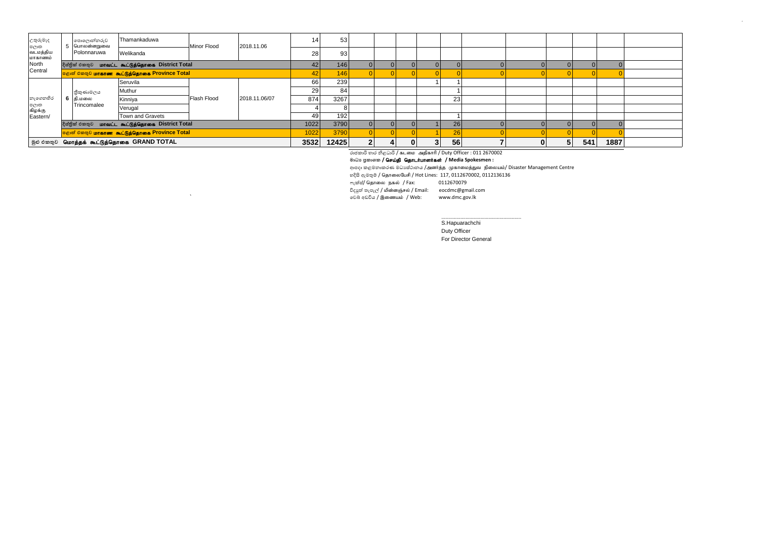| | | | | | | | | | | | | | | | | | | |
|---|---|---|---|---|---|---|---|---|---|---|---|---|---|---|---|---|---|---|
| උතුරුමැද පලාත வடமத்திய மாகாணம் North Central | 5 | පොලොන්නරුව பொலன்னறுவை Polonnaruwa | Thamankaduwa | Minor Flood | 2018.11.06 | 14 | 53 | | | | | | | | | | | |
| | | | Welikanda | | | 28 | 93 | | | | | | | | | | | |
| | දිස්ත්‍රික් එකතුව மாவட்ட கூட்டுத்தொகை District Total | | | | | 42 | 146 | 0 | 0 | 0 | 0 | 0 | 0 | 0 | 0 | 0 | 0 | |
| | පළාත් එකතුව மாகாண கூட்டுத்தொகை Province Total | | | | | 42 | 146 | 0 | 0 | 0 | 0 | 0 | 0 | 0 | 0 | 0 | 0 | |
| නැගෙනහිර පලාත கிழக்கு Eastern/ | 6 | ත්‍රිකුණාමලය தி.மலை Trincomalee | Seruvila | Flash Flood | 2018.11.06/07 | 66 | 239 | | | | 1 | 1 | | | | | | |
| | | | Muthur | | | 29 | 84 | | | | | 1 | | | | | | |
| | | | Kinniya | | | 874 | 3267 | | | | | 23 | | | | | | |
| | | | Verugal | | | 4 | 8 | | | | | | | | | | | |
| | | | Town and Gravets | | | 49 | 192 | | | | | 1 | | | | | | |
| | දිස්ත්‍රික් එකතුව மாவட்ட கூட்டுத்தொகை District Total | | | | | 1022 | 3790 | 0 | 0 | 0 | 1 | 26 | 0 | 0 | 0 | 0 | 0 | |
| | පළාත් එකතුව மாகாண கூட்டுத்தொகை Province Total | | | | | 1022 | 3790 | 0 | 0 | 0 | 1 | 26 | 0 | 0 | 0 | 0 | 0 | |
| මුළු එකතුව மொத்தக் கூட்டுத்தொகை GRAND TOTAL | | | | | | 3532 | 12425 | 2 | 4 | 0 | 3 | 56 | 7 | 0 | 5 | 541 | 1887 | |

රාජකාරි භාර නිළධාරි / கடமை அதிகாரி / Duty Officer : 011 2670002

මාධ්‍ය ප්‍රකාශක / **செய்தி தொடர்பாளர்கள் / Media Spokesmen :**

ආපදා කළමනාකරණ මධ්‍යස්ථානය /அனர்த்த முகாமைத்துவ நிலையம்/ Disaster Management Centre

හදිසි ඇමතුම් / தொலைபேசி / Hot Lines: 117, 0112670002, 0112136136

ෆැක්ස්/ தொலை நகல் / Fax: 0112670079

විද්‍යුත් තැපැල් / மின்னஞ்சல் / Email: eocdmc@gmail.com

වෙබ් අඩවිය / இணையம் / Web: www.dmc.gov.lk

S.Hapuarachchi
Duty Officer
For Director General